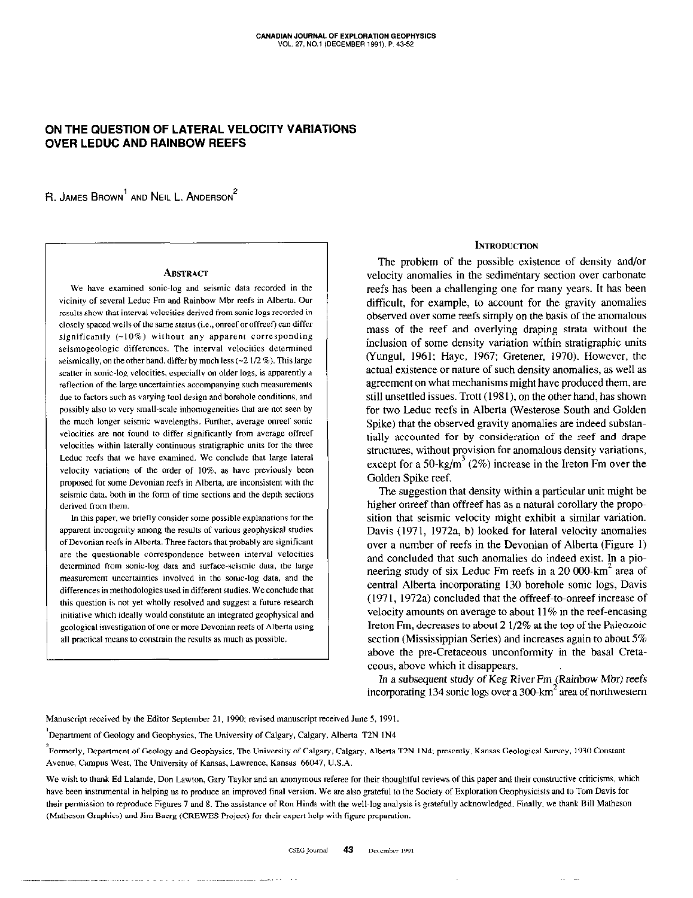# ON THE QUESTION OF LATERAL VELOCITY VARIATIONS OVER LEDUC AND RAINBOW REEFS

R. JAMES BROWN[1] AND NEIL L. ANDERSON[2]

## ABSTRACT

We have examined sonic-log and seismic data recorded in the vicinity of several Leduc Fm and Rainbow Mbr reefs in Alberta. Our results show that interval velocities derived from sonic logs recorded in closely spaced wells of the same status (i.e., onreef or offreef) can differ significantly (~10%) without any apparent corresponding seismogeologic differences. The interval velocities determined seismically, on the other hand, differ by much less (~2 1/2 %). This large scatter in sonic-log velocities, especially on older logs, is apparently a reflection of the large uncertainties accompanying such measurements due to factors such as varying tool design and borehole conditions, and possibly also to very small-scale inhomogeneities that are not seen by the much longer seismic wavelengths. Further, average onreef sonic velocities are not found to differ significantly from average offreef velocities within laterally continuous stratigraphic units for the three Leduc reefs that we have examined. We conclude that large lateral velocity variations of the order of 10%, as have previously been proposed for some Devonian reefs in Alberta, are inconsistent with the seismic data, both in the form of time sections and the depth sections derived from them.

In this paper, we briefly consider some possible explanations for the apparent incongruity among the results of various geophysical studies of Devonian reefs in Alberta. Three factors that probably are significant are the questionable correspondence between interval velocities determined from sonic-log data and surface-seismic data, the large measurement uncertainties involved in the sonic-log data, and the differences in methodologies used in different studies. We conclude that this question is not yet wholly resolved and suggest a future research initiative which ideally would constitute an integrated geophysical and geological investigation of one or more Devonian reefs of Alberta using all practical means to constrain the results as much as possible.

## INTRODUCTION

The problem of the possible existence of density and/or velocity anomalies in the sedimentary section over carbonate reefs has been a challenging one for many years. It has been difficult, for example, to account for the gravity anomalies observed over some reefs simply on the basis of the anomalous mass of the reef and overlying draping strata without the inclusion of some density variation within stratigraphic units (Yungul, 1961; Haye, 1967; Gretener, 1970). However, the actual existence or nature of such density anomalies, as well as agreement on what mechanisms might have produced them, are still unsettled issues. Trott (1981), on the other hand, has shown for two Leduc reefs in Alberta (Westerose South and Golden Spike) that the observed gravity anomalies are indeed substantially accounted for by consideration of the reef and drape structures, without provision for anomalous density variations, except for a 50-kg/m$^3$ (2%) increase in the Ireton Fm over the Golden Spike reef.

The suggestion that density within a particular unit might be higher onreef than offreef has as a natural corollary the proposition that seismic velocity might exhibit a similar variation. Davis (1971, 1972a, b) looked for lateral velocity anomalies over a number of reefs in the Devonian of Alberta (Figure 1) and concluded that such anomalies do indeed exist. In a pioneering study of six Leduc Fm reefs in a 20 000-km$^2$ area of central Alberta incorporating 130 borehole sonic logs, Davis (1971, 1972a) concluded that the offreef-to-onreef increase of velocity amounts on average to about 11% in the reef-encasing Ireton Fm, decreases to about 2 1/2% at the top of the Paleozoic section (Mississippian Series) and increases again to about 5% above the pre-Cretaceous unconformity in the basal Cretaceous, above which it disappears.

In a subsequent study of Keg River Fm (Rainbow Mbr) reefs incorporating 134 sonic logs over a 300-km$^2$ area of northwestern

Manuscript received by the Editor September 21, 1990; revised manuscript received June 5, 1991.

[1]Department of Geology and Geophysics, The University of Calgary, Calgary, Alberta T2N 1N4

[2]Formerly, Department of Geology and Geophysics, The University of Calgary, Calgary, Alberta T2N 1N4; presently, Kansas Geological Survey, 1930 Constant Avenue, Campus West, The University of Kansas, Lawrence, Kansas 66047, U.S.A.

We wish to thank Ed Lalande, Don Lawton, Gary Taylor and an anonymous referee for their thoughtful reviews of this paper and their constructive criticisms, which have been instrumental in helping us to produce an improved final version. We are also grateful to the Society of Exploration Geophysicists and to Tom Davis for their permission to reproduce Figures 7 and 8. The assistance of Ron Hinds with the well-log analysis is gratefully acknowledged. Finally, we thank Bill Matheson (Matheson Graphics) and Jim Baerg (CREWES Project) for their expert help with figure preparation.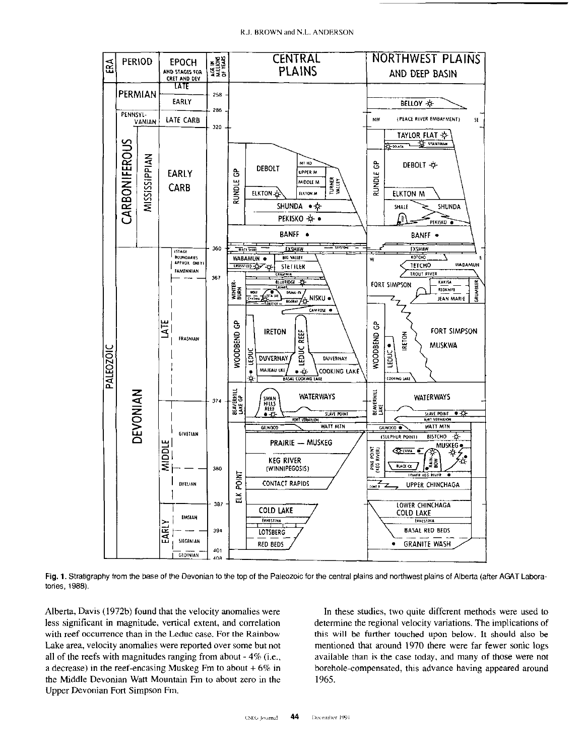Fig. 1. Stratigraphy from the base of the Devonian to the top of the Paleozoic for the central plains and northwest plains of Alberta (after AGAT Laboratories, 1988).

Alberta, Davis (1972b) found that the velocity anomalies were less significant in magnitude, vertical extent, and correlation with reef occurrence than in the Leduc case. For the Rainbow Lake area, velocity anomalies were reported over some but not all of the reefs with magnitudes ranging from about - 4% (i.e., a decrease) in the reef-encasing Muskeg Fm to about + 6% in the Middle Devonian Watt Mountain Fm to about zero in the Upper Devonian Fort Simpson Fm.

In these studies, two quite different methods were used to determine the regional velocity variations. The implications of this will be further touched upon below. It should also be mentioned that around 1970 there were far fewer sonic logs available than is the case today, and many of those were not borehole-compensated, this advance having appeared around 1965.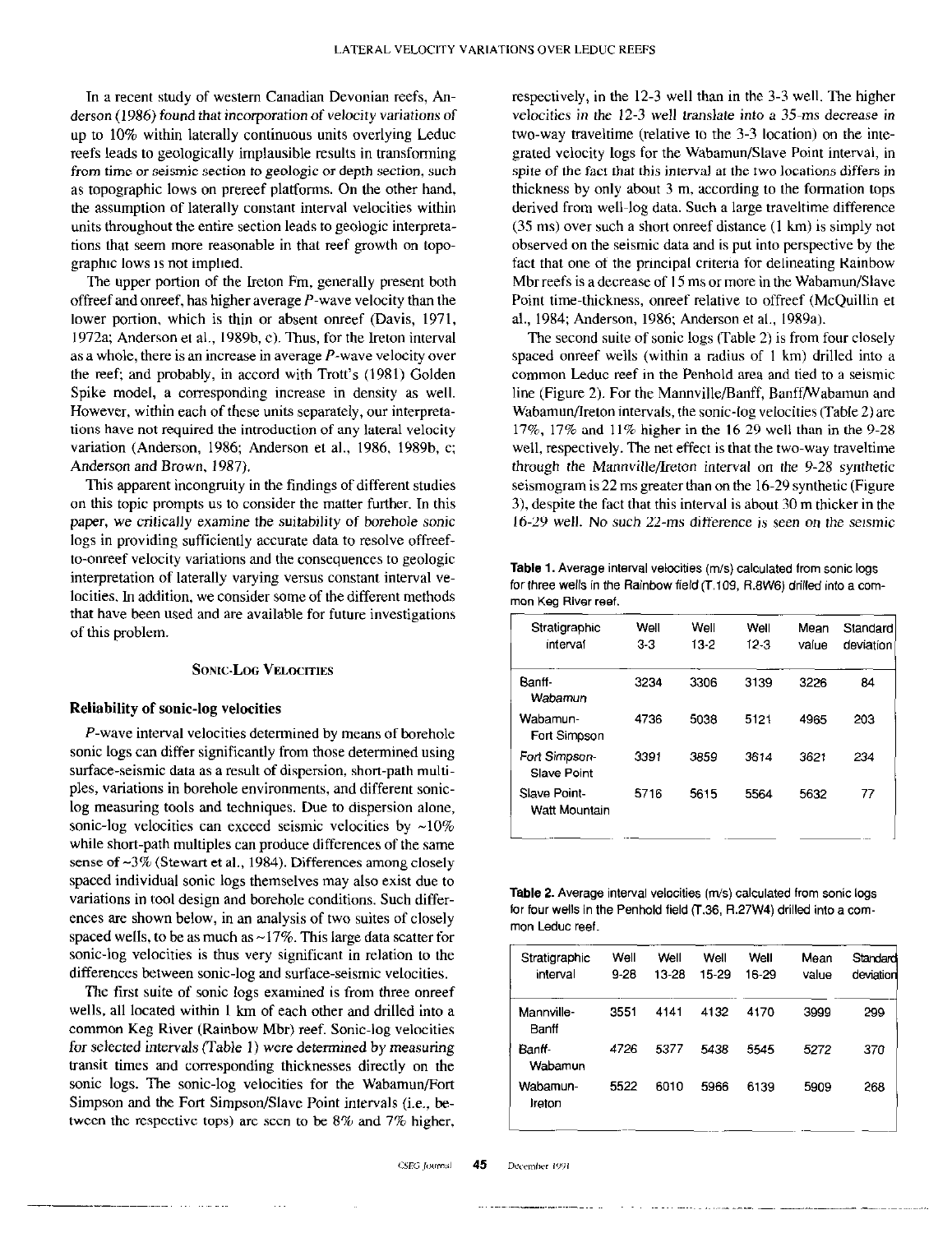In a recent study of western Canadian Devonian reefs, Anderson (1986) found that incorporation of velocity variations of up to 10% within laterally continuous units overlying Leduc reefs leads to geologically implausible results in transforming from time or seismic section to geologic or depth section, such as topographic lows on prereef platforms. On the other hand, the assumption of laterally constant interval velocities within units throughout the entire section leads to geologic interpretations that seem more reasonable in that reef growth on topographic lows is not implied.

The upper portion of the Ireton Fm, generally present both offreef and onreef, has higher average $P$-wave velocity than the lower portion, which is thin or absent onreef (Davis, 1971, 1972a; Anderson et al., 1989b, c). Thus, for the Ireton interval as a whole, there is an increase in average $P$-wave velocity over the reef; and probably, in accord with Trott's (1981) Golden Spike model, a corresponding increase in density as well. However, within each of these units separately, our interpretations have not required the introduction of any lateral velocity variation (Anderson, 1986; Anderson et al., 1986, 1989b, c; Anderson and Brown, 1987).

This apparent incongruity in the findings of different studies on this topic prompts us to consider the matter further. In this paper, we critically examine the suitability of borehole sonic logs in providing sufficiently accurate data to resolve offreef-to-onreef velocity variations and the consequences to geologic interpretation of laterally varying versus constant interval velocities. In addition, we consider some of the different methods that have been used and are available for future investigations of this problem.

## Sonic-Log Velocities

### Reliability of sonic-log velocities

$P$-wave interval velocities determined by means of borehole sonic logs can differ significantly from those determined using surface-seismic data as a result of dispersion, short-path multiples, variations in borehole environments, and different sonic-log measuring tools and techniques. Due to dispersion alone, sonic-log velocities can exceed seismic velocities by ~10% while short-path multiples can produce differences of the same sense of ~3% (Stewart et al., 1984). Differences among closely spaced individual sonic logs themselves may also exist due to variations in tool design and borehole conditions. Such differences are shown below, in an analysis of two suites of closely spaced wells, to be as much as ~17%. This large data scatter for sonic-log velocities is thus very significant in relation to the differences between sonic-log and surface-seismic velocities.

The first suite of sonic logs examined is from three onreef wells, all located within 1 km of each other and drilled into a common Keg River (Rainbow Mbr) reef. Sonic-log velocities for selected intervals (Table 1) were determined by measuring transit times and corresponding thicknesses directly on the sonic logs. The sonic-log velocities for the Wabamun/Fort Simpson and the Fort Simpson/Slave Point intervals (i.e., between the respective tops) are seen to be 8% and 7% higher, respectively, in the 12-3 well than in the 3-3 well. The higher velocities in the 12-3 well translate into a 35-ms decrease in two-way traveltime (relative to the 3-3 location) on the integrated velocity logs for the Wabamun/Slave Point interval, in spite of the fact that this interval at the two locations differs in thickness by only about 3 m, according to the formation tops derived from well-log data. Such a large traveltime difference (35 ms) over such a short onreef distance (1 km) is simply not observed on the seismic data and is put into perspective by the fact that one of the principal criteria for delineating Rainbow Mbr reefs is a decrease of 15 ms or more in the Wabamun/Slave Point time-thickness, onreef relative to offreef (McQuillin et al., 1984; Anderson, 1986; Anderson et al., 1989a).

The second suite of sonic logs (Table 2) is from four closely spaced onreef wells (within a radius of 1 km) drilled into a common Leduc reef in the Penhold area and tied to a seismic line (Figure 2). For the Mannville/Banff, Banff/Wabamun and Wabamun/Ireton intervals, the sonic-log velocities (Table 2) are 17%, 17% and 11% higher in the 16-29 well than in the 9-28 well, respectively. The net effect is that the two-way traveltime through the Mannville/Ireton interval on the 9-28 synthetic seismogram is 22 ms greater than on the 16-29 synthetic (Figure 3), despite the fact that this interval is about 30 m thicker in the 16-29 well. No such 22-ms difference is seen on the seismic

**Table 1.** Average interval velocities (m/s) calculated from sonic logs for three wells in the Rainbow field (T.109, R.8W6) drilled into a common Keg River reef.

| Stratigraphic interval | Well 3-3 | Well 13-2 | Well 12-3 | Mean value | Standard deviation |
|---|---|---|---|---|---|
| Banff-Wabamun | 3234 | 3306 | 3139 | 3226 | 84 |
| Wabamun-Fort Simpson | 4736 | 5038 | 5121 | 4965 | 203 |
| Fort Simpson-Slave Point | 3391 | 3859 | 3614 | 3621 | 234 |
| Slave Point-Watt Mountain | 5716 | 5615 | 5564 | 5632 | 77 |

**Table 2.** Average interval velocities (m/s) calculated from sonic logs for four wells in the Penhold field (T.36, R.27W4) drilled into a common Leduc reef.

| Stratigraphic interval | Well 9-28 | Well 13-28 | Well 15-29 | Well 16-29 | Mean value | Standard deviation |
|---|---|---|---|---|---|---|
| Mannville-Banff | 3551 | 4141 | 4132 | 4170 | 3999 | 299 |
| Banff-Wabamun | 4726 | 5377 | 5438 | 5545 | 5272 | 370 |
| Wabamun-Ireton | 5522 | 6010 | 5966 | 6139 | 5909 | 268 |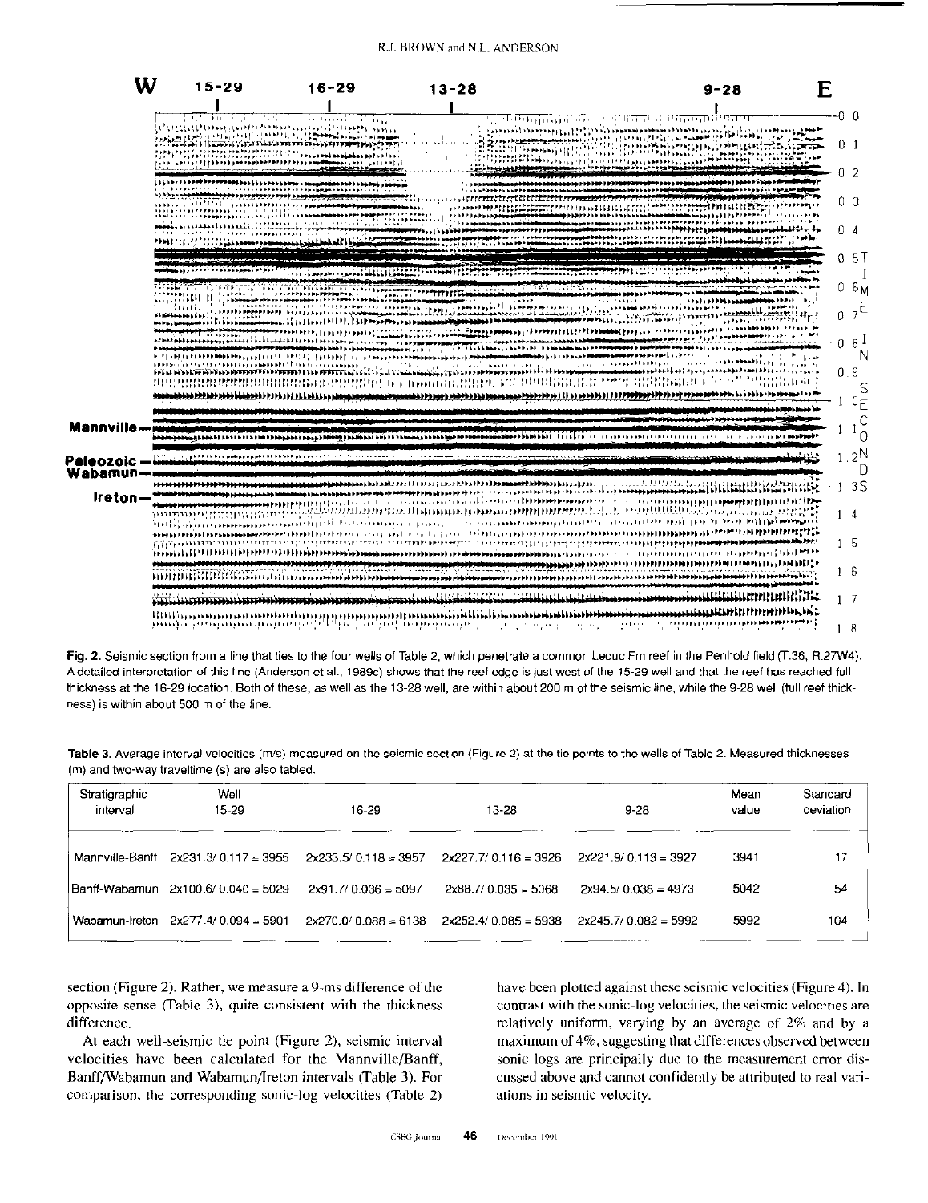Fig. 2. Seismic section from a line that ties to the four wells of Table 2, which penetrate a common Leduc Fm reef in the Penhold field (T.36, R.27W4). A detailed interpretation of this line (Anderson et al., 1989c) shows that the reef edge is just west of the 15-29 well and that the reef has reached full thickness at the 16-29 location. Both of these, as well as the 13-28 well, are within about 200 m of the seismic line, while the 9-28 well (full reef thickness) is within about 500 m of the line.

**Table 3.** Average interval velocities (m/s) measured on the seismic section (Figure 2) at the tie points to the wells of Table 2. Measured thicknesses (m) and two-way traveltime (s) are also tabled.

| Stratigraphic interval | Well 15-29 | 16-29 | 13-28 | 9-28 | Mean value | Standard deviation |
|---|---|---|---|---|---|---|
| Mannville-Banff | 2x231.3/ 0.117 = 3955 | 2x233.5/ 0.118 = 3957 | 2x227.7/ 0.116 = 3926 | 2x221.9/ 0.113 = 3927 | 3941 | 17 |
| Banff-Wabamun | 2x100.6/ 0.040 = 5029 | 2x91.7/ 0.036 = 5097 | 2x88.7/ 0.035 = 5068 | 2x94.5/ 0.038 = 4973 | 5042 | 54 |
| Wabamun-Ireton | 2x277.4/ 0.094 = 5901 | 2x270.0/ 0.088 = 6138 | 2x252.4/ 0.085 = 5938 | 2x245.7/ 0.082 = 5992 | 5992 | 104 |

section (Figure 2). Rather, we measure a 9-ms difference of the opposite sense (Table 3), quite consistent with the thickness difference.

At each well-seismic tie point (Figure 2), seismic interval velocities have been calculated for the Mannville/Banff, Banff/Wabamun and Wabamun/Ireton intervals (Table 3). For comparison, the corresponding sonic-log velocities (Table 2) have been plotted against these seismic velocities (Figure 4). In contrast with the sonic-log velocities, the seismic velocities are relatively uniform, varying by an average of 2% and by a maximum of 4%, suggesting that differences observed between sonic logs are principally due to the measurement error discussed above and cannot confidently be attributed to real variations in seismic velocity.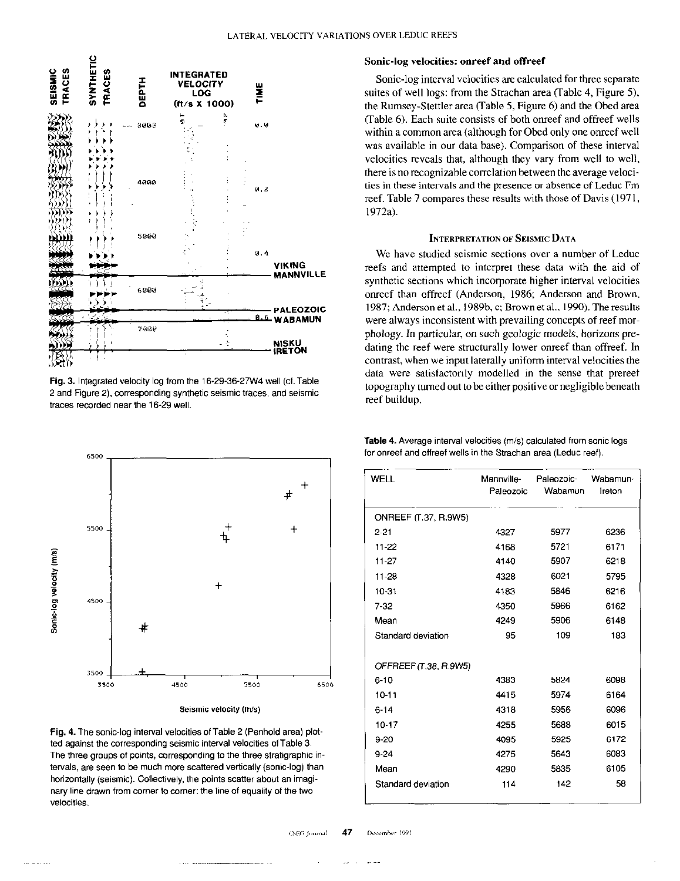Fig. 3. Integrated velocity log from the 16-29-36-27W4 well (cf. Table 2 and Figure 2), corresponding synthetic seismic traces, and seismic traces recorded near the 16-29 well.

Fig. 4. The sonic-log interval velocities of Table 2 (Penhold area) plotted against the corresponding seismic interval velocities of Table 3. The three groups of points, corresponding to the three stratigraphic intervals, are seen to be much more scattered vertically (sonic-log) than horizontally (seismic). Collectively, the points scatter about an imaginary line drawn from corner to corner: the line of equality of the two velocities.

### Sonic-log velocities: onreef and offreef

Sonic-log interval velocities are calculated for three separate suites of well logs: from the Strachan area (Table 4, Figure 5), the Rumsey-Stettler area (Table 5, Figure 6) and the Obed area (Table 6). Each suite consists of both onreef and offreef wells within a common area (although for Obed only one onreef well was available in our data base). Comparison of these interval velocities reveals that, although they vary from well to well, there is no recognizable correlation between the average velocities in these intervals and the presence or absence of Leduc Fm reef. Table 7 compares these results with those of Davis (1971, 1972a).

## Interpretation of Seismic Data

We have studied seismic sections over a number of Leduc reefs and attempted to interpret these data with the aid of synthetic sections which incorporate higher interval velocities onreef than offreef (Anderson, 1986; Anderson and Brown, 1987; Anderson et al., 1989b, c; Brown et al., 1990). The results were always inconsistent with prevailing concepts of reef morphology. In particular, on such geologic models, horizons predating the reef were structurally lower onreef than offreef. In contrast, when we input laterally uniform interval velocities the data were satisfactorily modelled in the sense that prereef topography turned out to be either positive or negligible beneath reef buildup.

**Table 4.** Average interval velocities (m/s) calculated from sonic logs for onreef and offreef wells in the Strachan area (Leduc reef).

| WELL | Mannville-Paleozoic | Paleozoic-Wabamun | Wabamun-Ireton |
|---|---|---|---|
| ONREEF (T.37, R.9W5) | | | |
| 2-21 | 4327 | 5977 | 6236 |
| 11-22 | 4168 | 5721 | 6171 |
| 11-27 | 4140 | 5907 | 6218 |
| 11-28 | 4328 | 6021 | 5795 |
| 10-31 | 4183 | 5846 | 6216 |
| 7-32 | 4350 | 5966 | 6162 |
| Mean | 4249 | 5906 | 6148 |
| Standard deviation | 95 | 109 | 183 |
| OFFREEF (T.38, R.9W5) | | | |
| 6-10 | 4383 | 5824 | 6098 |
| 10-11 | 4415 | 5974 | 6164 |
| 6-14 | 4318 | 5956 | 6096 |
| 10-17 | 4255 | 5688 | 6015 |
| 9-20 | 4095 | 5925 | 6172 |
| 9-24 | 4275 | 5643 | 6083 |
| Mean | 4290 | 5835 | 6105 |
| Standard deviation | 114 | 142 | 58 |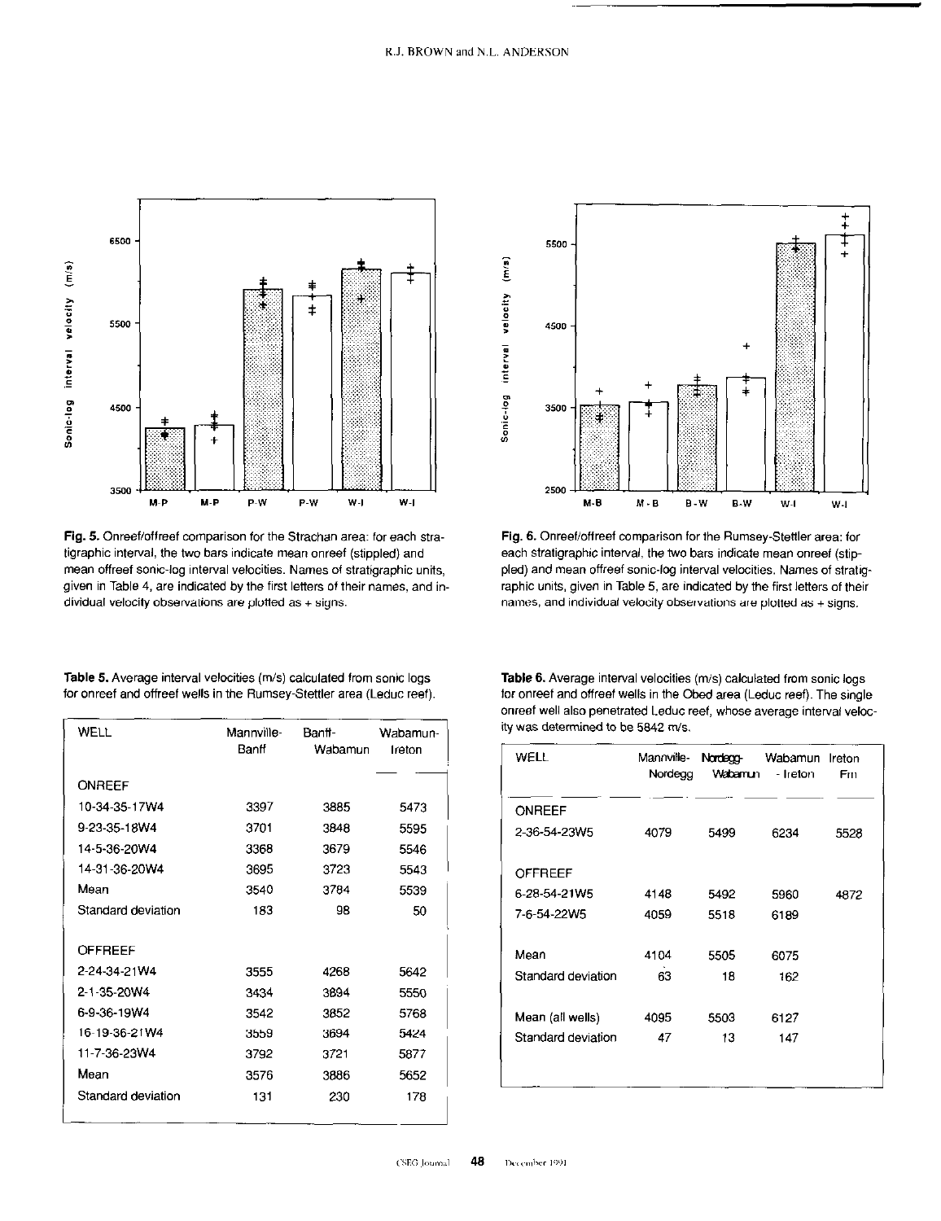Fig. 5. Onreef/offreef comparison for the Strachan area: for each stratigraphic interval, the two bars indicate mean onreef (stippled) and mean offreef sonic-log interval velocities. Names of stratigraphic units, given in Table 4, are indicated by the first letters of their names, and individual velocity observations are plotted as + signs.

Fig. 6. Onreef/offreef comparison for the Rumsey-Stettler area: for each stratigraphic interval, the two bars indicate mean onreef (stippled) and mean offreef sonic-log interval velocities. Names of stratigraphic units, given in Table 5, are indicated by the first letters of their names, and individual velocity observations are plotted as + signs.

**Table 5.** Average interval velocities (m/s) calculated from sonic logs for onreef and offreef wells in the Rumsey-Stettler area (Leduc reef).

| WELL | Mannville-Banff | Banff-Wabamun | Wabamun-Ireton |
|---|---|---|---|
| ONREEF | | | |
| 10-34-35-17W4 | 3397 | 3885 | 5473 |
| 9-23-35-18W4 | 3701 | 3848 | 5595 |
| 14-5-36-20W4 | 3368 | 3679 | 5546 |
| 14-31-36-20W4 | 3695 | 3723 | 5543 |
| Mean | 3540 | 3784 | 5539 |
| Standard deviation | 183 | 98 | 50 |
| OFFREEF | | | |
| 2-24-34-21W4 | 3555 | 4268 | 5642 |
| 2-1-35-20W4 | 3434 | 3894 | 5550 |
| 6-9-36-19W4 | 3542 | 3852 | 5768 |
| 16-19-36-21W4 | 3559 | 3694 | 5424 |
| 11-7-36-23W4 | 3792 | 3721 | 5877 |
| Mean | 3576 | 3886 | 5652 |
| Standard deviation | 131 | 230 | 178 |

**Table 6.** Average interval velocities (m/s) calculated from sonic logs for onreef and offreef wells in the Obed area (Leduc reef). The single onreef well also penetrated Leduc reef, whose average interval velocity was determined to be 5842 m/s.

| WELL | Mannville-Nordegg | Nordegg-Wabamun | Wabamun-Ireton | Ireton Fm |
|---|---|---|---|---|
| ONREEF | | | | |
| 2-36-54-23W5 | 4079 | 5499 | 6234 | 5528 |
| OFFREEF | | | | |
| 6-28-54-21W5 | 4148 | 5492 | 5960 | 4872 |
| 7-6-54-22W5 | 4059 | 5518 | 6189 | |
| Mean | 4104 | 5505 | 6075 | |
| Standard deviation | 63 | 18 | 162 | |
| Mean (all wells) | 4095 | 5503 | 6127 | |
| Standard deviation | 47 | 13 | 147 | |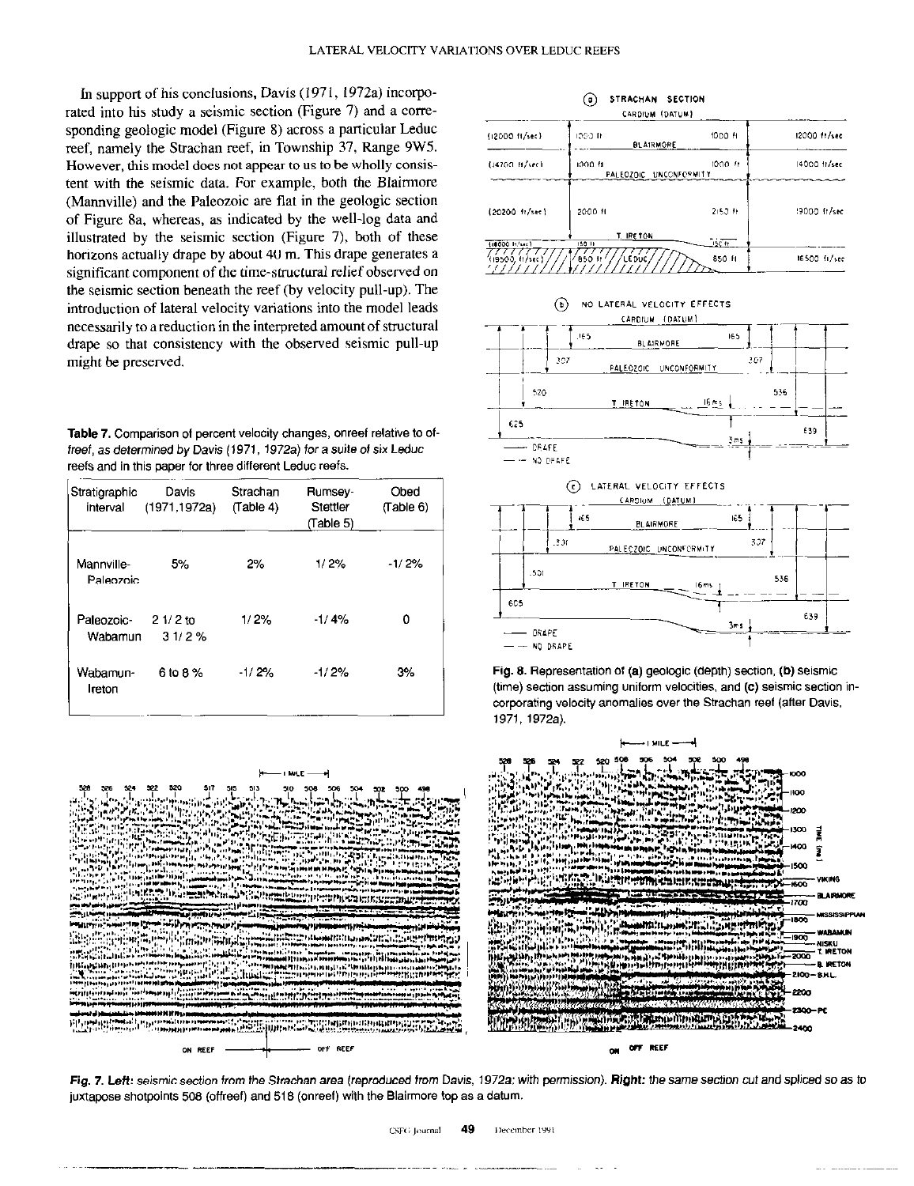In support of his conclusions, Davis (1971, 1972a) incorporated into his study a seismic section (Figure 7) and a corresponding geologic model (Figure 8) across a particular Leduc reef, namely the Strachan reef, in Township 37, Range 9W5. However, this model does not appear to us to be wholly consistent with the seismic data. For example, both the Blairmore (Mannville) and the Paleozoic are flat in the geologic section of Figure 8a, whereas, as indicated by the well-log data and illustrated by the seismic section (Figure 7), both of these horizons actually drape by about 40 m. This drape generates a significant component of the time-structural relief observed on the seismic section beneath the reef (by velocity pull-up). The introduction of lateral velocity variations into the model leads necessarily to a reduction in the interpreted amount of structural drape so that consistency with the observed seismic pull-up might be preserved.

**Table 7.** Comparison of percent velocity changes, onreef relative to offreef, as determined by Davis (1971, 1972a) for a suite of six Leduc reefs and in this paper for three different Leduc reefs.

| Stratigraphic interval | Davis (1971,1972a) | Strachan (Table 4) | Rumsey-Stettler (Table 5) | Obed (Table 6) |
|---|---|---|---|---|
| Mannville-Paleozoic | 5% | 2% | 1/2% | -1/2% |
| Paleozoic-Wabamun | 2 1/2 to 3 1/2 % | 1/2% | -1/4% | 0 |
| Wabamun-Ireton | 6 to 8 % | -1/2% | -1/2% | 3% |

**Fig. 8.** Representation of **(a)** geologic (depth) section, **(b)** seismic (time) section assuming uniform velocities, and **(c)** seismic section incorporating velocity anomalies over the Strachan reef (after Davis, 1971, 1972a).

**Fig. 7.** ***Left:*** *seismic section from the Strachan area (reproduced from Davis, 1972a: with permission).* ***Right:*** *the same section cut and spliced so as to juxtapose shotpoints 508 (offreef) and 518 (onreef) with the Blairmore top as a datum.*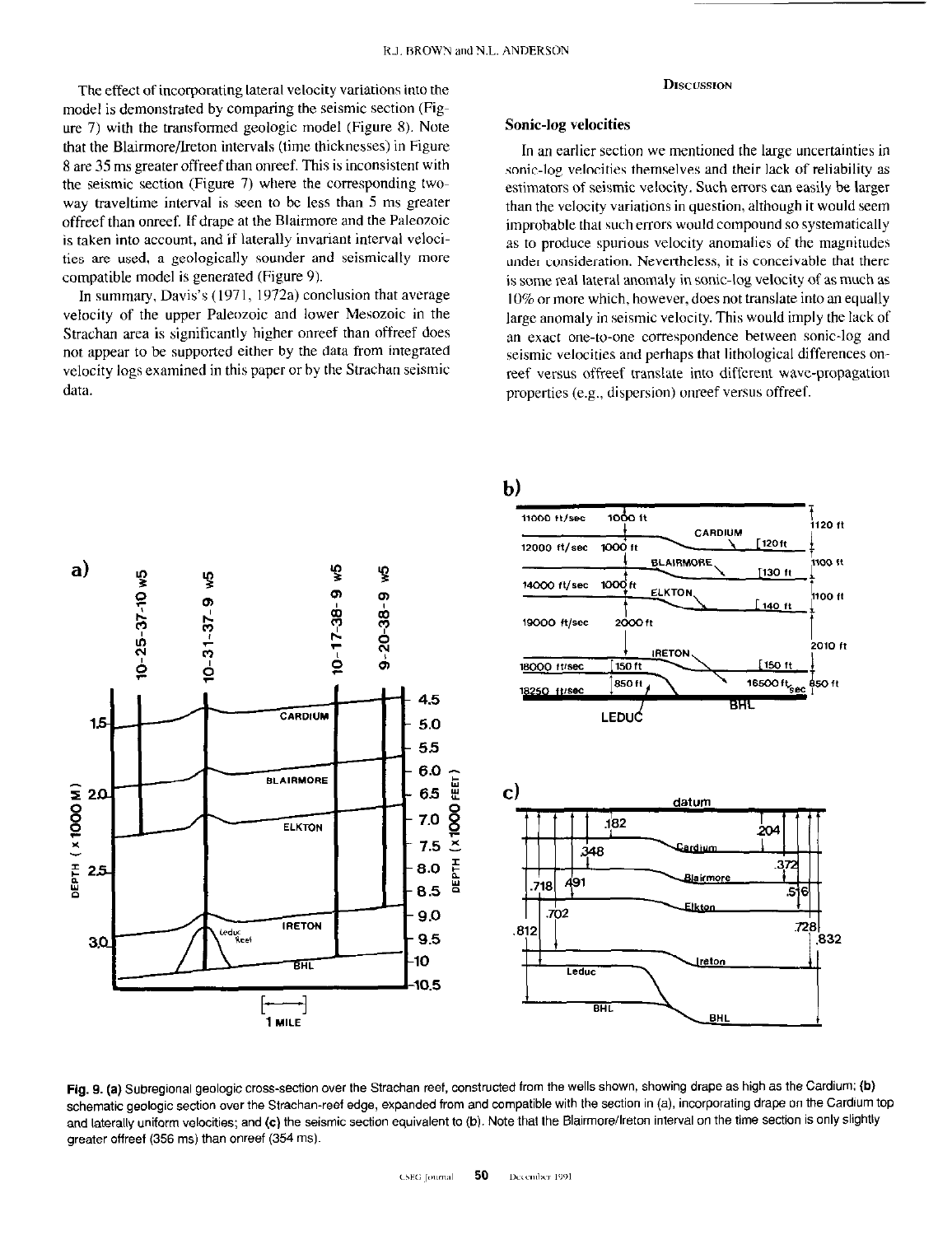The effect of incorporating lateral velocity variations into the model is demonstrated by comparing the seismic section (Figure 7) with the transformed geologic model (Figure 8). Note that the Blairmore/Ireton intervals (time thicknesses) in Figure 8 are 35 ms greater offreef than onreef. This is inconsistent with the seismic section (Figure 7) where the corresponding two-way traveltime interval is seen to be less than 5 ms greater offreef than onreef. If drape at the Blairmore and the Paleozoic is taken into account, and if laterally invariant interval velocities are used, a geologically sounder and seismically more compatible model is generated (Figure 9).

In summary, Davis's (1971, 1972a) conclusion that average velocity of the upper Paleozoic and lower Mesozoic in the Strachan area is significantly higher onreef than offreef does not appear to be supported either by the data from integrated velocity logs examined in this paper or by the Strachan seismic data.

## Discussion

### Sonic-log velocities

In an earlier section we mentioned the large uncertainties in sonic-log velocities themselves and their lack of reliability as estimators of seismic velocity. Such errors can easily be larger than the velocity variations in question, although it would seem improbable that such errors would compound so systematically as to produce spurious velocity anomalies of the magnitudes under consideration. Nevertheless, it is conceivable that there is some real lateral anomaly in sonic-log velocity of as much as 10% or more which, however, does not translate into an equally large anomaly in seismic velocity. This would imply the lack of an exact one-to-one correspondence between sonic-log and seismic velocities and perhaps that lithological differences onreef versus offreef translate into different wave-propagation properties (e.g., dispersion) onreef versus offreef.

**Fig. 9. (a)** Subregional geologic cross-section over the Strachan reef, constructed from the wells shown, showing drape as high as the Cardium; **(b)** schematic geologic section over the Strachan-reef edge, expanded from and compatible with the section in (a), incorporating drape on the Cardium top and laterally uniform velocities; and **(c)** the seismic section equivalent to (b). Note that the Blairmore/Ireton interval on the time section is only slightly greater offreef (356 ms) than onreef (354 ms).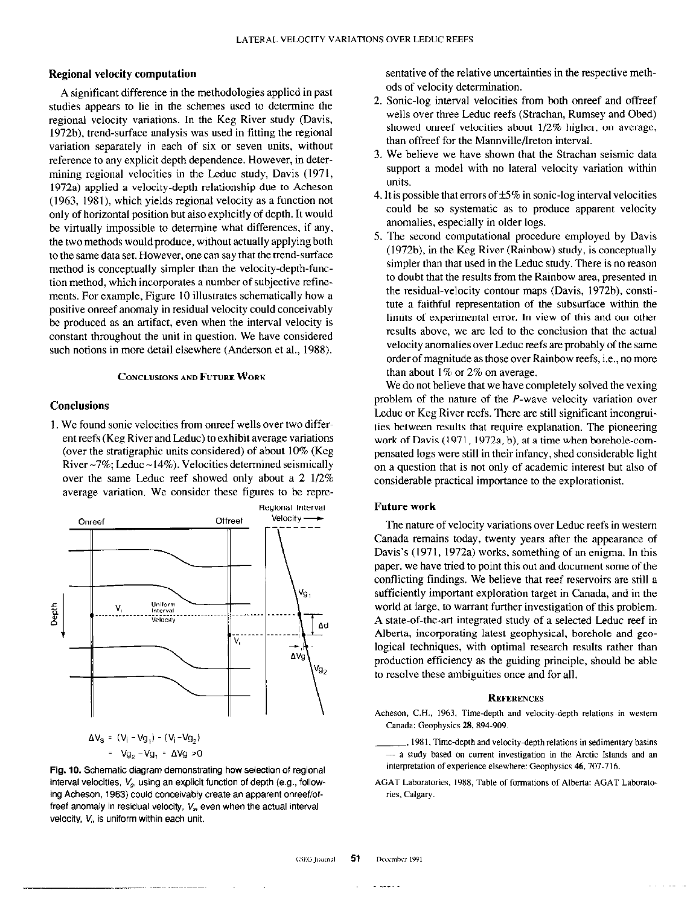### Regional velocity computation

A significant difference in the methodologies applied in past studies appears to lie in the schemes used to determine the regional velocity variations. In the Keg River study (Davis, 1972b), trend-surface analysis was used in fitting the regional variation separately in each of six or seven units, without reference to any explicit depth dependence. However, in determining regional velocities in the Leduc study, Davis (1971, 1972a) applied a velocity-depth relationship due to Acheson (1963, 1981), which yields regional velocity as a function not only of horizontal position but also explicitly of depth. It would be virtually impossible to determine what differences, if any, the two methods would produce, without actually applying both to the same data set. However, one can say that the trend-surface method is conceptually simpler than the velocity-depth-function method, which incorporates a number of subjective refinements. For example, Figure 10 illustrates schematically how a positive onreef anomaly in residual velocity could conceivably be produced as an artifact, even when the interval velocity is constant throughout the unit in question. We have considered such notions in more detail elsewhere (Anderson et al., 1988).

$$\Delta V_s = (V_i - Vg_1) - (V_i - Vg_2)$$
$$= Vg_2 - Vg_1 = \Delta Vg > 0$$

**Fig. 10.** Schematic diagram demonstrating how selection of regional interval velocities, $V_g$, using an explicit function of depth (e.g., following Acheson, 1963) could conceivably create an apparent onreef/offreef anomaly in residual velocity, $V_s$, even when the actual interval velocity, $V_i$, is uniform within each unit.

## Conclusions and Future Work

### Conclusions

1. We found sonic velocities from onreef wells over two different reefs (Keg River and Leduc) to exhibit average variations (over the stratigraphic units considered) of about 10% (Keg River ~7%; Leduc ~14%). Velocities determined seismically over the same Leduc reef showed only about a 2 1/2% average variation. We consider these figures to be representative of the relative uncertainties in the respective methods of velocity determination.
2. Sonic-log interval velocities from both onreef and offreef wells over three Leduc reefs (Strachan, Rumsey and Obed) showed onreef velocities about 1/2% higher, on average, than offreef for the Mannville/Ireton interval.
3. We believe we have shown that the Strachan seismic data support a model with no lateral velocity variation within units.
4. It is possible that errors of ±5% in sonic-log interval velocities could be so systematic as to produce apparent velocity anomalies, especially in older logs.
5. The second computational procedure employed by Davis (1972b), in the Keg River (Rainbow) study, is conceptually simpler than that used in the Leduc study. There is no reason to doubt that the results from the Rainbow area, presented in the residual-velocity contour maps (Davis, 1972b), constitute a faithful representation of the subsurface within the limits of experimental error. In view of this and our other results above, we are led to the conclusion that the actual velocity anomalies over Leduc reefs are probably of the same order of magnitude as those over Rainbow reefs, i.e., no more than about 1% or 2% on average.

We do not believe that we have completely solved the vexing problem of the nature of the *P*-wave velocity variation over Leduc or Keg River reefs. There are still significant incongruities between results that require explanation. The pioneering work of Davis (1971, 1972a, b), at a time when borehole-compensated logs were still in their infancy, shed considerable light on a question that is not only of academic interest but also of considerable practical importance to the explorationist.

### Future work

The nature of velocity variations over Leduc reefs in western Canada remains today, twenty years after the appearance of Davis's (1971, 1972a) works, something of an enigma. In this paper, we have tried to point this out and document some of the conflicting findings. We believe that reef reservoirs are still a sufficiently important exploration target in Canada, and in the world at large, to warrant further investigation of this problem. A state-of-the-art integrated study of a selected Leduc reef in Alberta, incorporating latest geophysical, borehole and geological techniques, with optimal research results rather than production efficiency as the guiding principle, should be able to resolve these ambiguities once and for all.

## References

Acheson, C.H., 1963, Time-depth and velocity-depth relations in western Canada: Geophysics **28**, 894-909.

\_\_\_\_\_\_\_, 1981, Time-depth and velocity-depth relations in sedimentary basins — a study based on current investigation in the Arctic Islands and an interpretation of experience elsewhere: Geophysics **46**, 707-716.

AGAT Laboratories, 1988, Table of formations of Alberta: AGAT Laboratories, Calgary.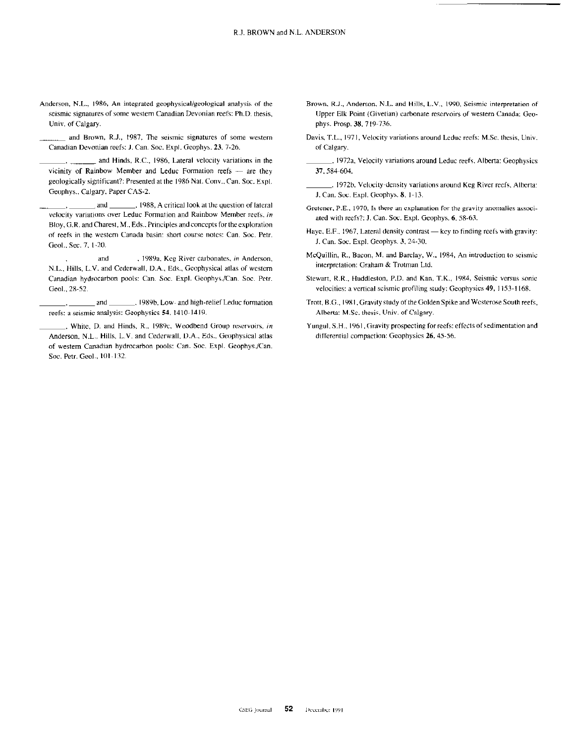Anderson, N.L., 1986, An integrated geophysical/geological analysis of the seismic signatures of some western Canadian Devonian reefs: Ph.D. thesis, Univ. of Calgary.

_______ and Brown, R.J., 1987, The seismic signatures of some western Canadian Devonian reefs: J. Can. Soc. Expl. Geophys. **23**, 7-26.

_______, _______ and Hinds, R.C., 1986, Lateral velocity variations in the vicinity of Rainbow Member and Leduc Formation reefs — are they geologically significant?: Presented at the 1986 Nat. Conv., Can. Soc. Expl. Geophys., Calgary, Paper CAS-2.

_______, _______ and _______, 1988, A critical look at the question of lateral velocity variations over Leduc Formation and Rainbow Member reefs, *in* Bloy, G.R. and Charest, M., Eds., Principles and concepts for the exploration of reefs in the western Canada basin: short course notes: Can. Soc. Petr. Geol., Sec. 7, 1-20.

_______, _______ and _______, 1989a, Keg River carbonates, *in* Anderson, N.L., Hills, L.V. and Cederwall, D.A., Eds., Geophysical atlas of western Canadian hydrocarbon pools: Can. Soc. Expl. Geophys./Can. Soc. Petr. Geol., 28-52.

_______, _______ and _______, 1989b, Low- and high-relief Leduc formation reefs: a seismic analysis: Geophysics **54**, 1410-1419.

_______, White, D. and Hinds, R., 1989c, Woodbend Group reservoirs, *in* Anderson, N.L., Hills, L.V. and Cederwall, D.A., Eds., Geophysical atlas of western Canadian hydrocarbon pools: Can. Soc. Expl. Geophys./Can. Soc. Petr. Geol., 101-132.

Brown, R.J., Anderson, N.L. and Hills, L.V., 1990, Seismic interpretation of Upper Elk Point (Givetian) carbonate reservoirs of western Canada: Geophys. Prosp. **38**, 719-736.

Davis, T.L., 1971, Velocity variations around Leduc reefs: M.Sc. thesis, Univ. of Calgary.

_______, 1972a, Velocity variations around Leduc reefs, Alberta: Geophysics **37**, 584-604.

_______, 1972b, Velocity-density variations around Keg River reefs, Alberta: J. Can. Soc. Expl. Geophys. **8**, 1-13.

Gretener, P.E., 1970, Is there an explanation for the gravity anomalies associated with reefs?: J. Can. Soc. Expl. Geophys. **6**, 58-63.

Haye, E.F., 1967, Lateral density contrast — key to finding reefs with gravity: J. Can. Soc. Expl. Geophys. **3**, 24-30.

McQuillin, R., Bacon, M. and Barclay, W., 1984, An introduction to seismic interpretation: Graham & Trotman Ltd.

Stewart, R.R., Huddleston, P.D. and Kan, T.K., 1984, Seismic versus sonic velocities: a vertical seismic profiling study: Geophysics **49**, 1153-1168.

Trott, B.G., 1981, Gravity study of the Golden Spike and Westerose South reefs, Alberta: M.Sc. thesis, Univ. of Calgary.

Yungul, S.H., 1961, Gravity prospecting for reefs: effects of sedimentation and differential compaction: Geophysics **26**, 45-56.